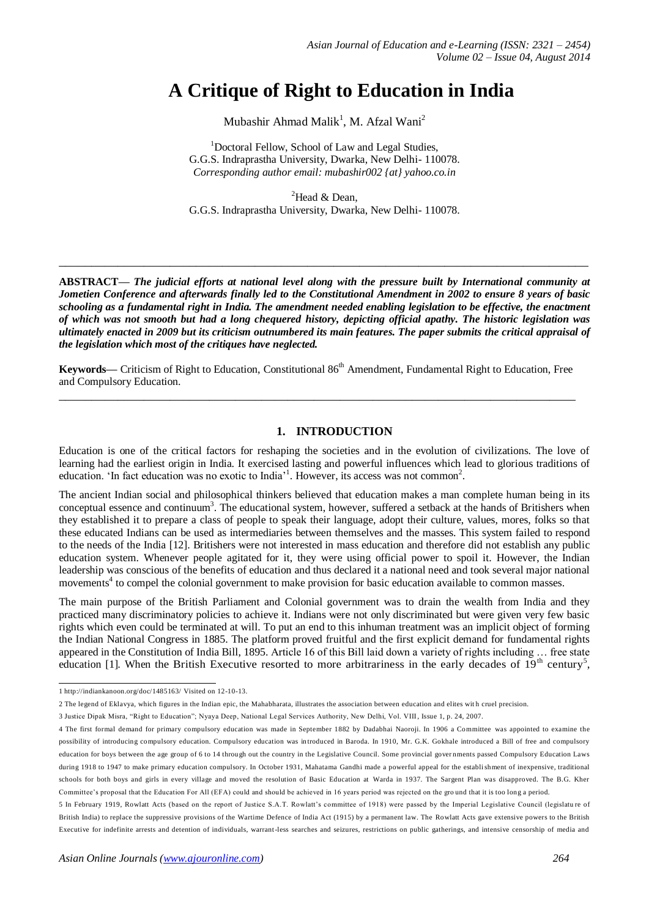# A Critique of Right to Education in India

Mubashir Ahmad Malik[1], M. Afzal Wani[2]

[1]Doctoral Fellow, School of Law and Legal Studies,
G.G.S. Indraprastha University, Dwarka, New Delhi- 110078.
*Corresponding author email: mubashir002 {at} yahoo.co.in*

[2]Head & Dean,
G.G.S. Indraprastha University, Dwarka, New Delhi- 110078.

---

**ABSTRACT— *The judicial efforts at national level along with the pressure built by International community at Jometien Conference and afterwards finally led to the Constitutional Amendment in 2002 to ensure 8 years of basic schooling as a fundamental right in India. The amendment needed enabling legislation to be effective, the enactment of which was not smooth but had a long chequered history, depicting official apathy. The historic legislation was ultimately enacted in 2009 but its criticism outnumbered its main features. The paper submits the critical appraisal of the legislation which most of the critiques have neglected.***

**Keywords**— Criticism of Right to Education, Constitutional 86th Amendment, Fundamental Right to Education, Free and Compulsory Education.

---

## 1. INTRODUCTION

Education is one of the critical factors for reshaping the societies and in the evolution of civilizations. The love of learning had the earliest origin in India. It exercised lasting and powerful influences which lead to glorious traditions of education. 'In fact education was no exotic to India'[1]. However, its access was not common[2].

The ancient Indian social and philosophical thinkers believed that education makes a man complete human being in its conceptual essence and continuum[3]. The educational system, however, suffered a setback at the hands of Britishers when they established it to prepare a class of people to speak their language, adopt their culture, values, mores, folks so that these educated Indians can be used as intermediaries between themselves and the masses. This system failed to respond to the needs of the India [12]. Britishers were not interested in mass education and therefore did not establish any public education system. Whenever people agitated for it, they were using official power to spoil it. However, the Indian leadership was conscious of the benefits of education and thus declared it a national need and took several major national movements[4] to compel the colonial government to make provision for basic education available to common masses.

The main purpose of the British Parliament and Colonial government was to drain the wealth from India and they practiced many discriminatory policies to achieve it. Indians were not only discriminated but were given very few basic rights which even could be terminated at will. To put an end to this inhuman treatment was an implicit object of forming the Indian National Congress in 1885. The platform proved fruitful and the first explicit demand for fundamental rights appeared in the Constitution of India Bill, 1895. Article 16 of this Bill laid down a variety of rights including … free state education [1]. When the British Executive resorted to more arbitrariness in the early decades of 19th century[5],

---

1 http://indiankanoon.org/doc/1485163/ Visited on 12-10-13.

2 The legend of Eklavya, which figures in the Indian epic, the Mahabharata, illustrates the association between education and elites with cruel precision.

3 Justice Dipak Misra, "Right to Education"; Nyaya Deep, National Legal Services Authority, New Delhi, Vol. VIII, Issue 1, p. 24, 2007.

4 The first formal demand for primary compulsory education was made in September 1882 by Dadabhai Naoroji. In 1906 a Committee was appointed to examine the possibility of introducing compulsory education. Compulsory education was introduced in Baroda. In 1910, Mr. G.K. Gokhale introduced a Bill of free and compulsory education for boys between the age group of 6 to 14 through out the country in the Legislative Council. Some provincial governments passed Compulsory Education Laws during 1918 to 1947 to make primary education compulsory. In October 1931, Mahatama Gandhi made a powerful appeal for the establishment of inexpensive, traditional schools for both boys and girls in every village and moved the resolution of Basic Education at Warda in 1937. The Sargent Plan was disapproved. The B.G. Kher Committee's proposal that the Education For All (EFA) could and should be achieved in 16 years period was rejected on the ground that it is too long a period.

5 In February 1919, Rowlatt Acts (based on the report of Justice S.A.T. Rowlatt's committee of 1918) were passed by the Imperial Legislative Council (legislature of British India) to replace the suppressive provisions of the Wartime Defence of India Act (1915) by a permanent law. The Rowlatt Acts gave extensive powers to the British Executive for indefinite arrests and detention of individuals, warrant-less searches and seizures, restrictions on public gatherings, and intensive censorship of media and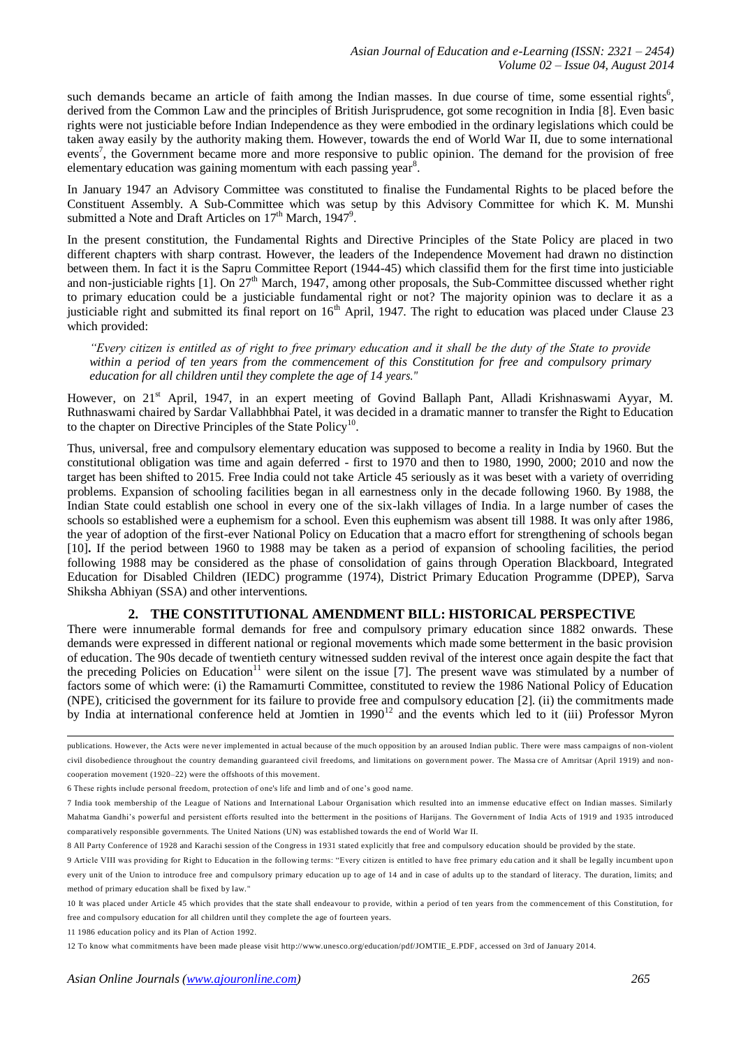such demands became an article of faith among the Indian masses. In due course of time, some essential rights[6], derived from the Common Law and the principles of British Jurisprudence, got some recognition in India [8]. Even basic rights were not justiciable before Indian Independence as they were embodied in the ordinary legislations which could be taken away easily by the authority making them. However, towards the end of World War II, due to some international events[7], the Government became more and more responsive to public opinion. The demand for the provision of free elementary education was gaining momentum with each passing year[8].

In January 1947 an Advisory Committee was constituted to finalise the Fundamental Rights to be placed before the Constituent Assembly. A Sub-Committee which was setup by this Advisory Committee for which K. M. Munshi submitted a Note and Draft Articles on 17th March, 1947[9].

In the present constitution, the Fundamental Rights and Directive Principles of the State Policy are placed in two different chapters with sharp contrast. However, the leaders of the Independence Movement had drawn no distinction between them. In fact it is the Sapru Committee Report (1944-45) which classifid them for the first time into justiciable and non-justiciable rights [1]. On 27th March, 1947, among other proposals, the Sub-Committee discussed whether right to primary education could be a justiciable fundamental right or not? The majority opinion was to declare it as a justiciable right and submitted its final report on 16th April, 1947. The right to education was placed under Clause 23 which provided:

> *"Every citizen is entitled as of right to free primary education and it shall be the duty of the State to provide within a period of ten years from the commencement of this Constitution for free and compulsory primary education for all children until they complete the age of 14 years."*

However, on 21st April, 1947, in an expert meeting of Govind Ballaph Pant, Alladi Krishnaswami Ayyar, M. Ruthnaswami chaired by Sardar Vallabhbhai Patel, it was decided in a dramatic manner to transfer the Right to Education to the chapter on Directive Principles of the State Policy[10].

Thus, universal, free and compulsory elementary education was supposed to become a reality in India by 1960. But the constitutional obligation was time and again deferred - first to 1970 and then to 1980, 1990, 2000; 2010 and now the target has been shifted to 2015. Free India could not take Article 45 seriously as it was beset with a variety of overriding problems. Expansion of schooling facilities began in all earnestness only in the decade following 1960. By 1988, the Indian State could establish one school in every one of the six-lakh villages of India. In a large number of cases the schools so established were a euphemism for a school. Even this euphemism was absent till 1988. It was only after 1986, the year of adoption of the first-ever National Policy on Education that a macro effort for strengthening of schools began [10]**.** If the period between 1960 to 1988 may be taken as a period of expansion of schooling facilities, the period following 1988 may be considered as the phase of consolidation of gains through Operation Blackboard, Integrated Education for Disabled Children (IEDC) programme (1974), District Primary Education Programme (DPEP), Sarva Shiksha Abhiyan (SSA) and other interventions.

## 2. THE CONSTITUTIONAL AMENDMENT BILL: HISTORICAL PERSPECTIVE

There were innumerable formal demands for free and compulsory primary education since 1882 onwards. These demands were expressed in different national or regional movements which made some betterment in the basic provision of education. The 90s decade of twentieth century witnessed sudden revival of the interest once again despite the fact that the preceding Policies on Education[11] were silent on the issue [7]. The present wave was stimulated by a number of factors some of which were: (i) the Ramamurti Committee, constituted to review the 1986 National Policy of Education (NPE), criticised the government for its failure to provide free and compulsory education [2]. (ii) the commitments made by India at international conference held at Jomtien in 1990[12] and the events which led to it (iii) Professor Myron

---

publications. However, the Acts were never implemented in actual because of the much opposition by an aroused Indian public. There were mass campaigns of non-violent civil disobedience throughout the country demanding guaranteed civil freedoms, and limitations on government power. The Massa cre of Amritsar (April 1919) and non-cooperation movement (1920–22) were the offshoots of this movement.

6 These rights include personal freedom, protection of one's life and limb and of one's good name.

7 India took membership of the League of Nations and International Labour Organisation which resulted into an immense educative effect on Indian masses. Similarly Mahatma Gandhi's powerful and persistent efforts resulted into the betterment in the positions of Harijans. The Government of India Acts of 1919 and 1935 introduced comparatively responsible governments. The United Nations (UN) was established towards the end of World War II.

8 All Party Conference of 1928 and Karachi session of the Congress in 1931 stated explicitly that free and compulsory education should be provided by the state.

9 Article VIII was providing for Right to Education in the following terms: "Every citizen is entitled to have free primary edu cation and it shall be legally incumbent upon every unit of the Union to introduce free and compulsory primary education up to age of 14 and in case of adults up to the standard of literacy. The duration, limits; and method of primary education shall be fixed by law."

10 It was placed under Article 45 which provides that the state shall endeavour to provide, within a period of ten years from the commencement of this Constitution, for free and compulsory education for all children until they complete the age of fourteen years.

11 1986 education policy and its Plan of Action 1992.

12 To know what commitments have been made please visit http://www.unesco.org/education/pdf/JOMTIE_E.PDF, accessed on 3rd of January 2014.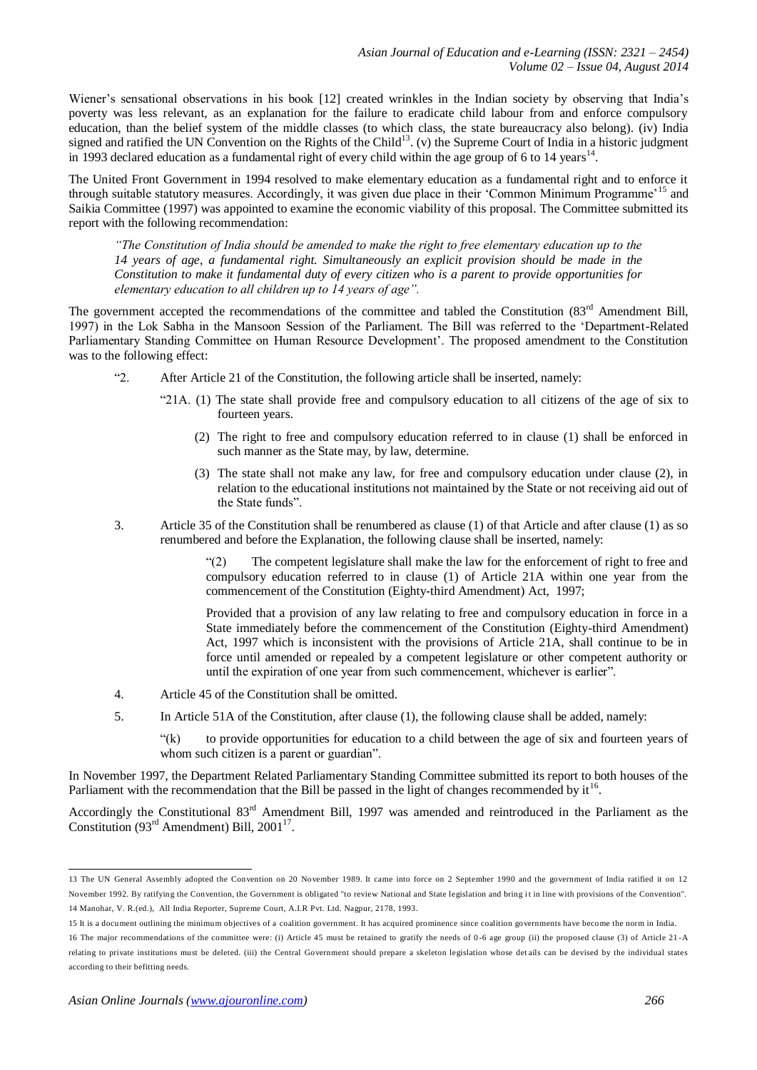Wiener's sensational observations in his book [12] created wrinkles in the Indian society by observing that India's poverty was less relevant, as an explanation for the failure to eradicate child labour from and enforce compulsory education, than the belief system of the middle classes (to which class, the state bureaucracy also belong). (iv) India signed and ratified the UN Convention on the Rights of the Child[13]. (v) the Supreme Court of India in a historic judgment in 1993 declared education as a fundamental right of every child within the age group of 6 to 14 years[14].

The United Front Government in 1994 resolved to make elementary education as a fundamental right and to enforce it through suitable statutory measures. Accordingly, it was given due place in their 'Common Minimum Programme'[15] and Saikia Committee (1997) was appointed to examine the economic viability of this proposal. The Committee submitted its report with the following recommendation:

> *"The Constitution of India should be amended to make the right to free elementary education up to the 14 years of age, a fundamental right. Simultaneously an explicit provision should be made in the Constitution to make it fundamental duty of every citizen who is a parent to provide opportunities for elementary education to all children up to 14 years of age".*

The government accepted the recommendations of the committee and tabled the Constitution (83rd Amendment Bill, 1997) in the Lok Sabha in the Mansoon Session of the Parliament. The Bill was referred to the 'Department-Related Parliamentary Standing Committee on Human Resource Development'. The proposed amendment to the Constitution was to the following effect:

"2. After Article 21 of the Constitution, the following article shall be inserted, namely:

"21A. (1) The state shall provide free and compulsory education to all citizens of the age of six to fourteen years.

(2) The right to free and compulsory education referred to in clause (1) shall be enforced in such manner as the State may, by law, determine.

(3) The state shall not make any law, for free and compulsory education under clause (2), in relation to the educational institutions not maintained by the State or not receiving aid out of the State funds".

3. Article 35 of the Constitution shall be renumbered as clause (1) of that Article and after clause (1) as so renumbered and before the Explanation, the following clause shall be inserted, namely:

"(2) The competent legislature shall make the law for the enforcement of right to free and compulsory education referred to in clause (1) of Article 21A within one year from the commencement of the Constitution (Eighty-third Amendment) Act, 1997;

Provided that a provision of any law relating to free and compulsory education in force in a State immediately before the commencement of the Constitution (Eighty-third Amendment) Act, 1997 which is inconsistent with the provisions of Article 21A, shall continue to be in force until amended or repealed by a competent legislature or other competent authority or until the expiration of one year from such commencement, whichever is earlier".

4. Article 45 of the Constitution shall be omitted.

5. In Article 51A of the Constitution, after clause (1), the following clause shall be added, namely:

"(k) to provide opportunities for education to a child between the age of six and fourteen years of whom such citizen is a parent or guardian".

In November 1997, the Department Related Parliamentary Standing Committee submitted its report to both houses of the Parliament with the recommendation that the Bill be passed in the light of changes recommended by it[16].

Accordingly the Constitutional 83rd Amendment Bill, 1997 was amended and reintroduced in the Parliament as the Constitution (93rd Amendment) Bill, 2001[17].

---

13 The UN General Assembly adopted the Convention on 20 November 1989. It came into force on 2 September 1990 and the government of India ratified it on 12 November 1992. By ratifying the Convention, the Government is obligated "to review National and State legislation and bring it in line with provisions of the Convention".

14 Manohar, V. R.(ed.), All India Reporter, Supreme Court, A.I.R Pvt. Ltd. Nagpur, 2178, 1993.

15 It is a document outlining the minimum objectives of a coalition government. It has acquired prominence since coalition governments have become the norm in India.

16 The major recommendations of the committee were: (i) Article 45 must be retained to gratify the needs of 0-6 age group (ii) the proposed clause (3) of Article 21-A relating to private institutions must be deleted. (iii) the Central Government should prepare a skeleton legislation whose details can be devised by the individual states according to their befitting needs.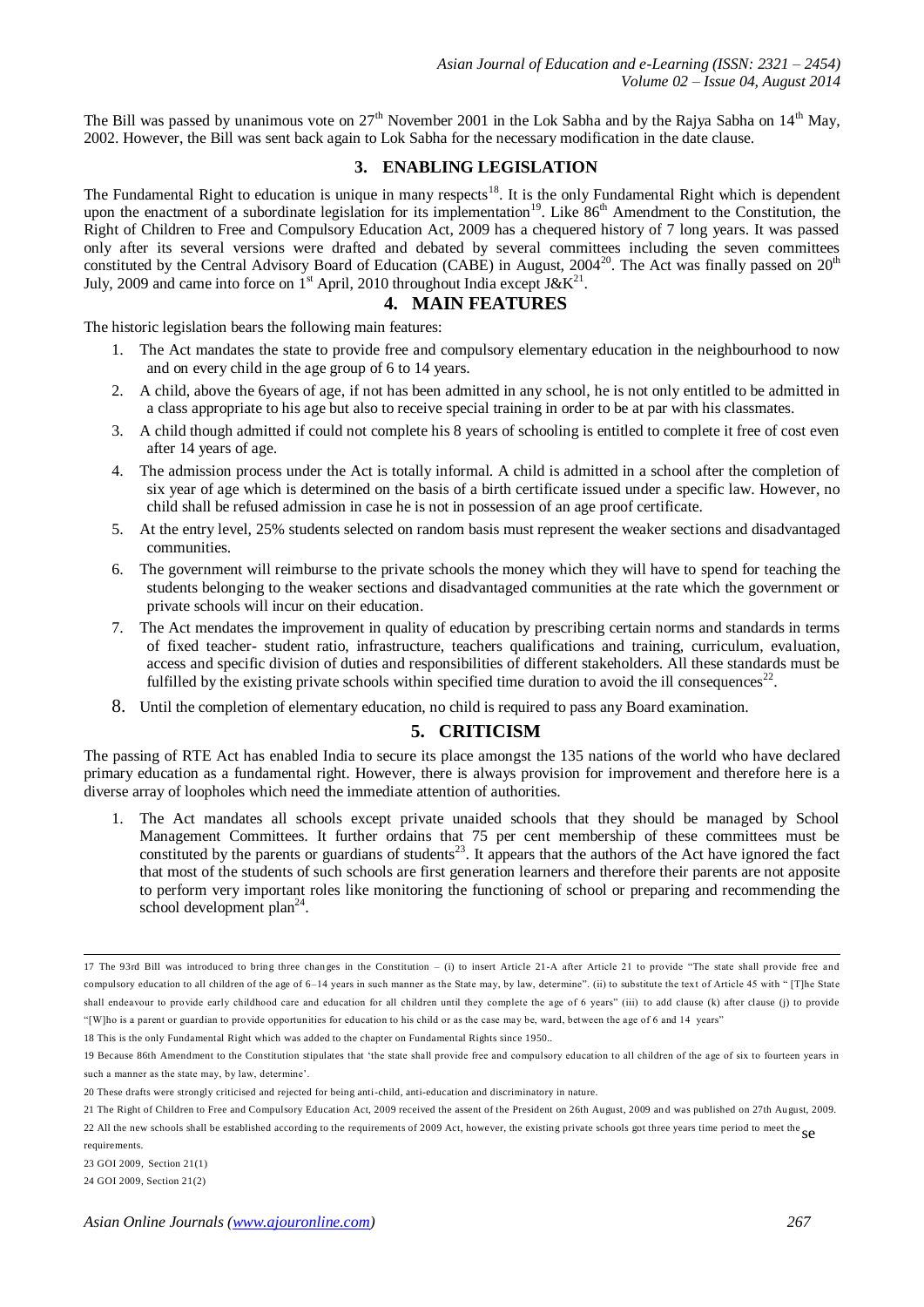The Bill was passed by unanimous vote on 27th November 2001 in the Lok Sabha and by the Rajya Sabha on 14th May, 2002. However, the Bill was sent back again to Lok Sabha for the necessary modification in the date clause.

## 3. ENABLING LEGISLATION

The Fundamental Right to education is unique in many respects[18]. It is the only Fundamental Right which is dependent upon the enactment of a subordinate legislation for its implementation[19]. Like 86th Amendment to the Constitution, the Right of Children to Free and Compulsory Education Act, 2009 has a chequered history of 7 long years. It was passed only after its several versions were drafted and debated by several committees including the seven committees constituted by the Central Advisory Board of Education (CABE) in August, 2004[20]. The Act was finally passed on 20th July, 2009 and came into force on 1st April, 2010 throughout India except J&K[21].

## 4. MAIN FEATURES

The historic legislation bears the following main features:

1. The Act mandates the state to provide free and compulsory elementary education in the neighbourhood to now and on every child in the age group of 6 to 14 years.
2. A child, above the 6years of age, if not has been admitted in any school, he is not only entitled to be admitted in a class appropriate to his age but also to receive special training in order to be at par with his classmates.
3. A child though admitted if could not complete his 8 years of schooling is entitled to complete it free of cost even after 14 years of age.
4. The admission process under the Act is totally informal. A child is admitted in a school after the completion of six year of age which is determined on the basis of a birth certificate issued under a specific law. However, no child shall be refused admission in case he is not in possession of an age proof certificate.
5. At the entry level, 25% students selected on random basis must represent the weaker sections and disadvantaged communities.
6. The government will reimburse to the private schools the money which they will have to spend for teaching the students belonging to the weaker sections and disadvantaged communities at the rate which the government or private schools will incur on their education.
7. The Act mendates the improvement in quality of education by prescribing certain norms and standards in terms of fixed teacher- student ratio, infrastructure, teachers qualifications and training, curriculum, evaluation, access and specific division of duties and responsibilities of different stakeholders. All these standards must be fulfilled by the existing private schools within specified time duration to avoid the ill consequences[22].
8. Until the completion of elementary education, no child is required to pass any Board examination.

## 5. CRITICISM

The passing of RTE Act has enabled India to secure its place amongst the 135 nations of the world who have declared primary education as a fundamental right. However, there is always provision for improvement and therefore here is a diverse array of loopholes which need the immediate attention of authorities.

1. The Act mandates all schools except private unaided schools that they should be managed by School Management Committees. It further ordains that 75 per cent membership of these committees must be constituted by the parents or guardians of students[23]. It appears that the authors of the Act have ignored the fact that most of the students of such schools are first generation learners and therefore their parents are not apposite to perform very important roles like monitoring the functioning of school or preparing and recommending the school development plan[24].

---

17 The 93rd Bill was introduced to bring three changes in the Constitution – (i) to insert Article 21-A after Article 21 to provide "The state shall provide free and compulsory education to all children of the age of 6–14 years in such manner as the State may, by law, determine". (ii) to substitute the text of Article 45 with " [T]he State shall endeavour to provide early childhood care and education for all children until they complete the age of 6 years" (iii) to add clause (k) after clause (j) to provide "[W]ho is a parent or guardian to provide opportunities for education to his child or as the case may be, ward, between the age of 6 and 14 years"

18 This is the only Fundamental Right which was added to the chapter on Fundamental Rights since 1950..

19 Because 86th Amendment to the Constitution stipulates that 'the state shall provide free and compulsory education to all children of the age of six to fourteen years in such a manner as the state may, by law, determine'.

20 These drafts were strongly criticised and rejected for being anti-child, anti-education and discriminatory in nature.

21 The Right of Children to Free and Compulsory Education Act, 2009 received the assent of the President on 26th August, 2009 and was published on 27th August, 2009.

22 All the new schools shall be established according to the requirements of 2009 Act, however, the existing private schools got three years time period to meet the se requirements.

23 GOI 2009, Section 21(1)

24 GOI 2009, Section 21(2)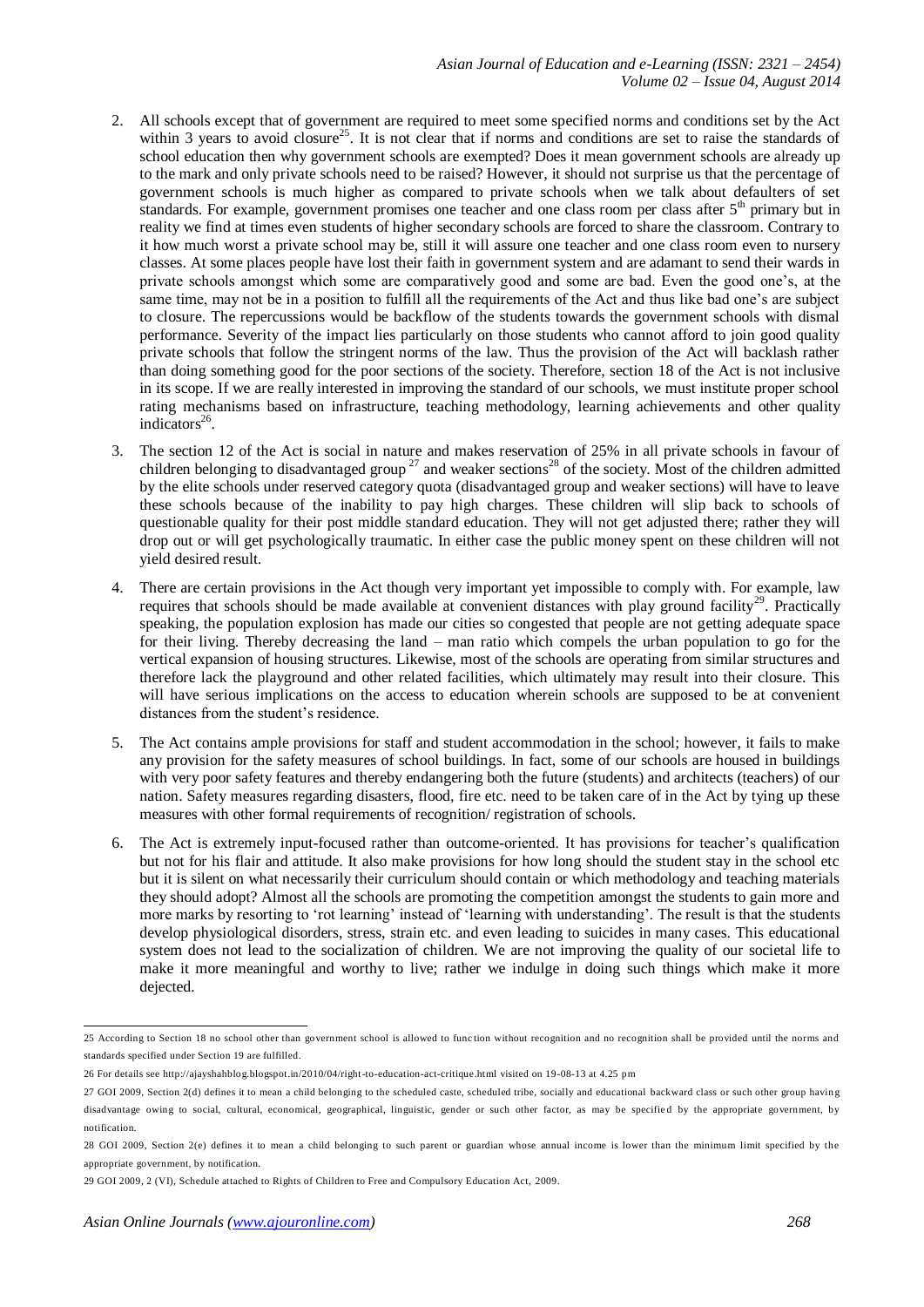2. All schools except that of government are required to meet some specified norms and conditions set by the Act within 3 years to avoid closure[25]. It is not clear that if norms and conditions are set to raise the standards of school education then why government schools are exempted? Does it mean government schools are already up to the mark and only private schools need to be raised? However, it should not surprise us that the percentage of government schools is much higher as compared to private schools when we talk about defaulters of set standards. For example, government promises one teacher and one class room per class after 5[th] primary but in reality we find at times even students of higher secondary schools are forced to share the classroom. Contrary to it how much worst a private school may be, still it will assure one teacher and one class room even to nursery classes. At some places people have lost their faith in government system and are adamant to send their wards in private schools amongst which some are comparatively good and some are bad. Even the good one's, at the same time, may not be in a position to fulfill all the requirements of the Act and thus like bad one's are subject to closure. The repercussions would be backflow of the students towards the government schools with dismal performance. Severity of the impact lies particularly on those students who cannot afford to join good quality private schools that follow the stringent norms of the law. Thus the provision of the Act will backlash rather than doing something good for the poor sections of the society. Therefore, section 18 of the Act is not inclusive in its scope. If we are really interested in improving the standard of our schools, we must institute proper school rating mechanisms based on infrastructure, teaching methodology, learning achievements and other quality indicators[26].

3. The section 12 of the Act is social in nature and makes reservation of 25% in all private schools in favour of children belonging to disadvantaged group[27] and weaker sections[28] of the society. Most of the children admitted by the elite schools under reserved category quota (disadvantaged group and weaker sections) will have to leave these schools because of the inability to pay high charges. These children will slip back to schools of questionable quality for their post middle standard education. They will not get adjusted there; rather they will drop out or will get psychologically traumatic. In either case the public money spent on these children will not yield desired result.

4. There are certain provisions in the Act though very important yet impossible to comply with. For example, law requires that schools should be made available at convenient distances with play ground facility[29]. Practically speaking, the population explosion has made our cities so congested that people are not getting adequate space for their living. Thereby decreasing the land – man ratio which compels the urban population to go for the vertical expansion of housing structures. Likewise, most of the schools are operating from similar structures and therefore lack the playground and other related facilities, which ultimately may result into their closure. This will have serious implications on the access to education wherein schools are supposed to be at convenient distances from the student's residence.

5. The Act contains ample provisions for staff and student accommodation in the school; however, it fails to make any provision for the safety measures of school buildings. In fact, some of our schools are housed in buildings with very poor safety features and thereby endangering both the future (students) and architects (teachers) of our nation. Safety measures regarding disasters, flood, fire etc. need to be taken care of in the Act by tying up these measures with other formal requirements of recognition/ registration of schools.

6. The Act is extremely input-focused rather than outcome-oriented. It has provisions for teacher's qualification but not for his flair and attitude. It also make provisions for how long should the student stay in the school etc but it is silent on what necessarily their curriculum should contain or which methodology and teaching materials they should adopt? Almost all the schools are promoting the competition amongst the students to gain more and more marks by resorting to 'rot learning' instead of 'learning with understanding'. The result is that the students develop physiological disorders, stress, strain etc. and even leading to suicides in many cases. This educational system does not lead to the socialization of children. We are not improving the quality of our societal life to make it more meaningful and worthy to live; rather we indulge in doing such things which make it more dejected.

---

25 According to Section 18 no school other than government school is allowed to function without recognition and no recognition shall be provided until the norms and standards specified under Section 19 are fulfilled.

26 For details see http://ajayshahblog.blogspot.in/2010/04/right-to-education-act-critique.html visited on 19-08-13 at 4.25 pm

27 GOI 2009, Section 2(d) defines it to mean a child belonging to the scheduled caste, scheduled tribe, socially and educational backward class or such other group having disadvantage owing to social, cultural, economical, geographical, linguistic, gender or such other factor, as may be specified by the appropriate government, by notification.

28 GOI 2009, Section 2(e) defines it to mean a child belonging to such parent or guardian whose annual income is lower than the minimum limit specified by the appropriate government, by notification.

29 GOI 2009, 2 (VI), Schedule attached to Rights of Children to Free and Compulsory Education Act, 2009.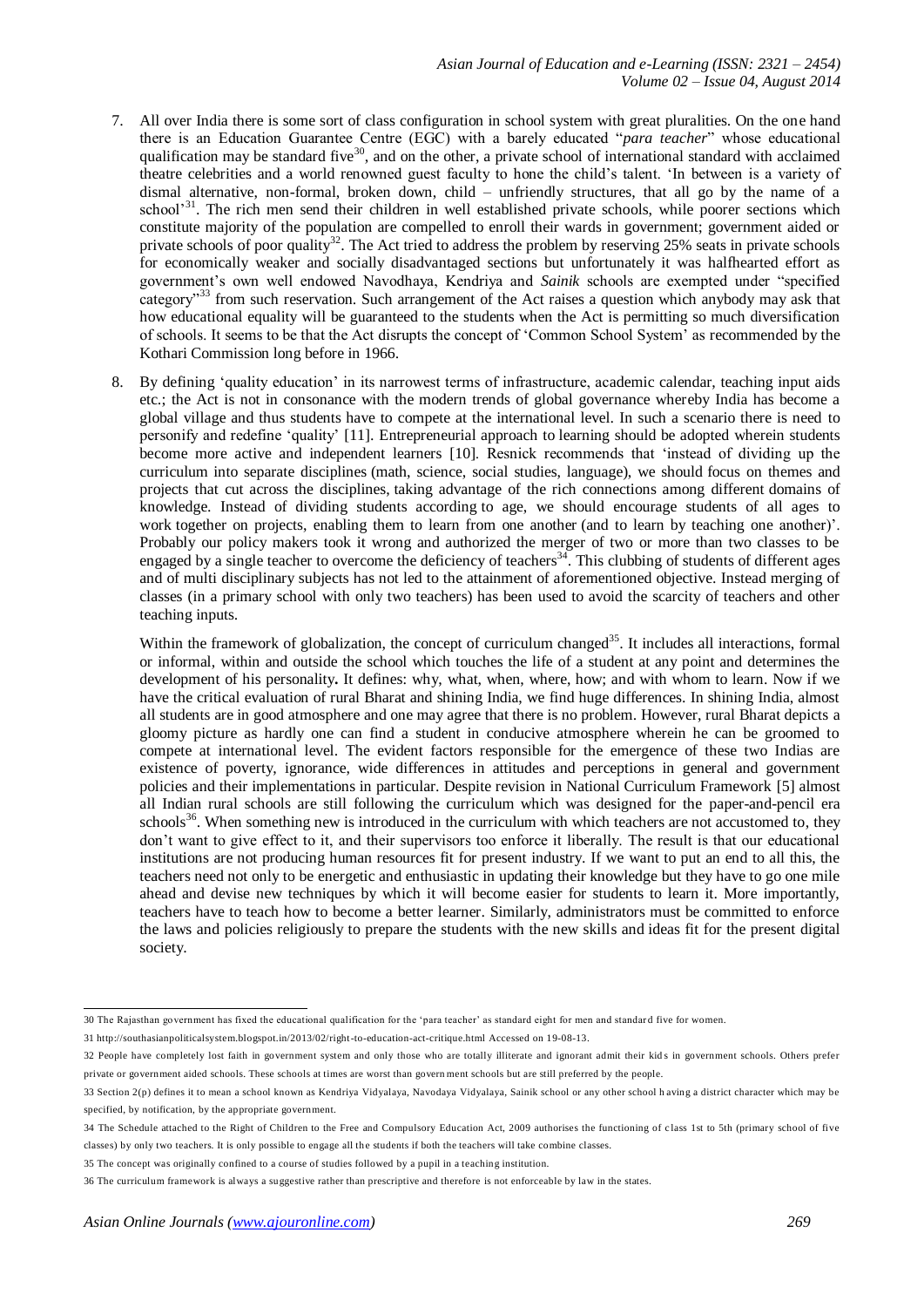7. All over India there is some sort of class configuration in school system with great pluralities. On the one hand there is an Education Guarantee Centre (EGC) with a barely educated "*para teacher*" whose educational qualification may be standard five[30], and on the other, a private school of international standard with acclaimed theatre celebrities and a world renowned guest faculty to hone the child's talent. 'In between is a variety of dismal alternative, non-formal, broken down, child – unfriendly structures, that all go by the name of a school'[31]. The rich men send their children in well established private schools, while poorer sections which constitute majority of the population are compelled to enroll their wards in government; government aided or private schools of poor quality[32]. The Act tried to address the problem by reserving 25% seats in private schools for economically weaker and socially disadvantaged sections but unfortunately it was halfhearted effort as government's own well endowed Navodhaya, Kendriya and *Sainik* schools are exempted under "specified category"[33] from such reservation. Such arrangement of the Act raises a question which anybody may ask that how educational equality will be guaranteed to the students when the Act is permitting so much diversification of schools. It seems to be that the Act disrupts the concept of 'Common School System' as recommended by the Kothari Commission long before in 1966.

8. By defining 'quality education' in its narrowest terms of infrastructure, academic calendar, teaching input aids etc.; the Act is not in consonance with the modern trends of global governance whereby India has become a global village and thus students have to compete at the international level. In such a scenario there is need to personify and redefine 'quality' [11]. Entrepreneurial approach to learning should be adopted wherein students become more active and independent learners [10]. Resnick recommends that 'instead of dividing up the curriculum into separate disciplines (math, science, social studies, language), we should focus on themes and projects that cut across the disciplines, taking advantage of the rich connections among different domains of knowledge. Instead of dividing students according to age, we should encourage students of all ages to work together on projects, enabling them to learn from one another (and to learn by teaching one another)'. Probably our policy makers took it wrong and authorized the merger of two or more than two classes to be engaged by a single teacher to overcome the deficiency of teachers[34]. This clubbing of students of different ages and of multi disciplinary subjects has not led to the attainment of aforementioned objective. Instead merging of classes (in a primary school with only two teachers) has been used to avoid the scarcity of teachers and other teaching inputs.

   Within the framework of globalization, the concept of curriculum changed[35]. It includes all interactions, formal or informal, within and outside the school which touches the life of a student at any point and determines the development of his personality**.** It defines: why, what, when, where, how; and with whom to learn. Now if we have the critical evaluation of rural Bharat and shining India, we find huge differences. In shining India, almost all students are in good atmosphere and one may agree that there is no problem. However, rural Bharat depicts a gloomy picture as hardly one can find a student in conducive atmosphere wherein he can be groomed to compete at international level. The evident factors responsible for the emergence of these two Indias are existence of poverty, ignorance, wide differences in attitudes and perceptions in general and government policies and their implementations in particular. Despite revision in National Curriculum Framework [5] almost all Indian rural schools are still following the curriculum which was designed for the paper-and-pencil era schools[36]. When something new is introduced in the curriculum with which teachers are not accustomed to, they don't want to give effect to it, and their supervisors too enforce it liberally. The result is that our educational institutions are not producing human resources fit for present industry. If we want to put an end to all this, the teachers need not only to be energetic and enthusiastic in updating their knowledge but they have to go one mile ahead and devise new techniques by which it will become easier for students to learn it. More importantly, teachers have to teach how to become a better learner. Similarly, administrators must be committed to enforce the laws and policies religiously to prepare the students with the new skills and ideas fit for the present digital society.

---

30 The Rajasthan government has fixed the educational qualification for the 'para teacher' as standard eight for men and standard five for women.

31 http://southasianpoliticalsystem.blogspot.in/2013/02/right-to-education-act-critique.html Accessed on 19-08-13.

32 People have completely lost faith in government system and only those who are totally illiterate and ignorant admit their kids in government schools. Others prefer private or government aided schools. These schools at times are worst than government schools but are still preferred by the people.

33 Section 2(p) defines it to mean a school known as Kendriya Vidyalaya, Navodaya Vidyalaya, Sainik school or any other school having a district character which may be specified, by notification, by the appropriate government.

34 The Schedule attached to the Right of Children to the Free and Compulsory Education Act, 2009 authorises the functioning of class 1st to 5th (primary school of five classes) by only two teachers. It is only possible to engage all the students if both the teachers will take combine classes.

35 The concept was originally confined to a course of studies followed by a pupil in a teaching institution.

36 The curriculum framework is always a suggestive rather than prescriptive and therefore is not enforceable by law in the states.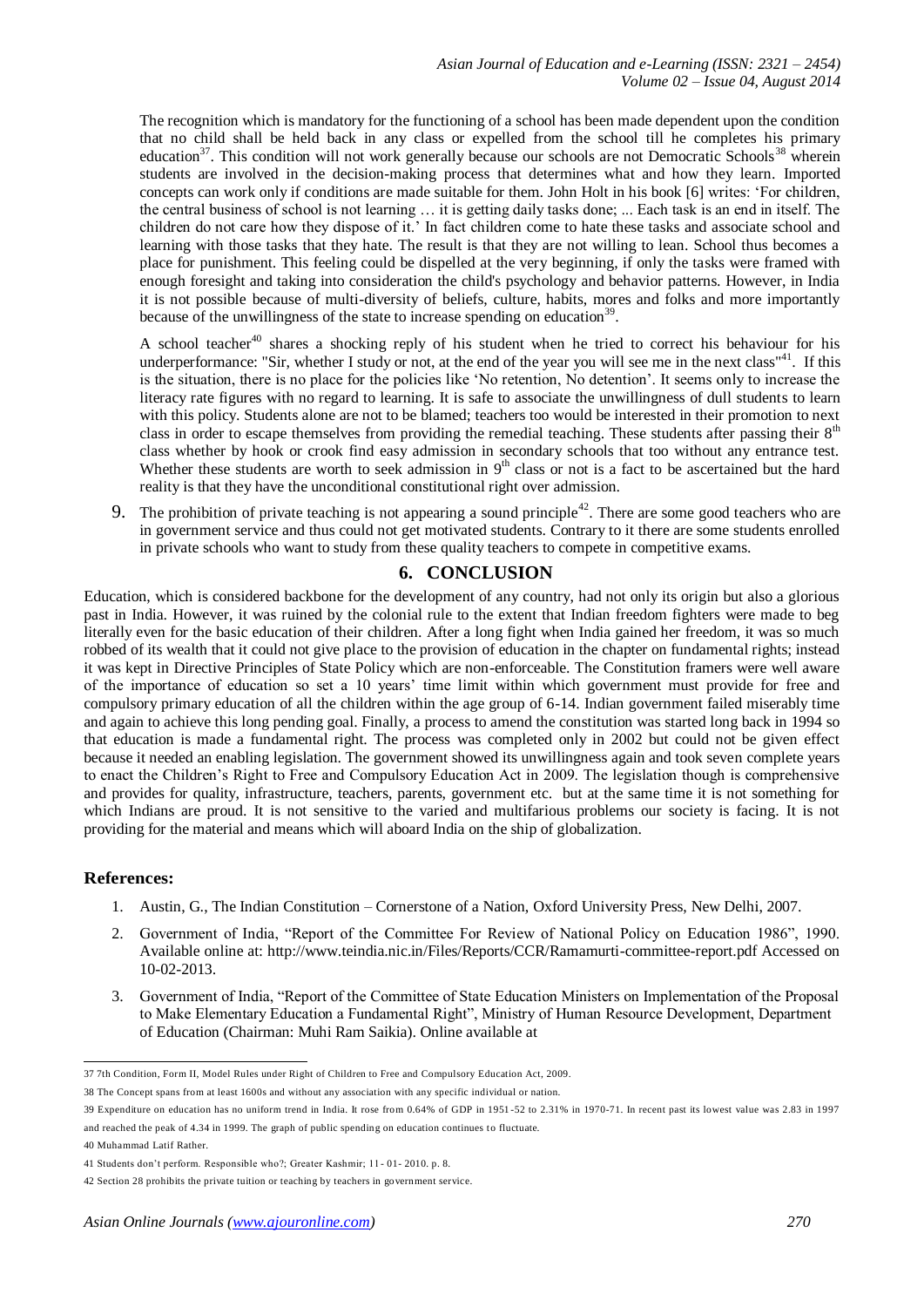The recognition which is mandatory for the functioning of a school has been made dependent upon the condition that no child shall be held back in any class or expelled from the school till he completes his primary education[37]. This condition will not work generally because our schools are not Democratic Schools[38] wherein students are involved in the decision-making process that determines what and how they learn. Imported concepts can work only if conditions are made suitable for them. John Holt in his book [6] writes: 'For children, the central business of school is not learning … it is getting daily tasks done; ... Each task is an end in itself. The children do not care how they dispose of it.' In fact children come to hate these tasks and associate school and learning with those tasks that they hate. The result is that they are not willing to lean. School thus becomes a place for punishment. This feeling could be dispelled at the very beginning, if only the tasks were framed with enough foresight and taking into consideration the child's psychology and behavior patterns. However, in India it is not possible because of multi-diversity of beliefs, culture, habits, mores and folks and more importantly because of the unwillingness of the state to increase spending on education[39].

A school teacher[40] shares a shocking reply of his student when he tried to correct his behaviour for his underperformance: "Sir, whether I study or not, at the end of the year you will see me in the next class"[41]. If this is the situation, there is no place for the policies like 'No retention, No detention'. It seems only to increase the literacy rate figures with no regard to learning. It is safe to associate the unwillingness of dull students to learn with this policy. Students alone are not to be blamed; teachers too would be interested in their promotion to next class in order to escape themselves from providing the remedial teaching. These students after passing their 8th class whether by hook or crook find easy admission in secondary schools that too without any entrance test. Whether these students are worth to seek admission in 9th class or not is a fact to be ascertained but the hard reality is that they have the unconditional constitutional right over admission.

9. The prohibition of private teaching is not appearing a sound principle[42]. There are some good teachers who are in government service and thus could not get motivated students. Contrary to it there are some students enrolled in private schools who want to study from these quality teachers to compete in competitive exams.

## 6. CONCLUSION

Education, which is considered backbone for the development of any country, had not only its origin but also a glorious past in India. However, it was ruined by the colonial rule to the extent that Indian freedom fighters were made to beg literally even for the basic education of their children. After a long fight when India gained her freedom, it was so much robbed of its wealth that it could not give place to the provision of education in the chapter on fundamental rights; instead it was kept in Directive Principles of State Policy which are non-enforceable. The Constitution framers were well aware of the importance of education so set a 10 years' time limit within which government must provide for free and compulsory primary education of all the children within the age group of 6-14. Indian government failed miserably time and again to achieve this long pending goal. Finally, a process to amend the constitution was started long back in 1994 so that education is made a fundamental right. The process was completed only in 2002 but could not be given effect because it needed an enabling legislation. The government showed its unwillingness again and took seven complete years to enact the Children's Right to Free and Compulsory Education Act in 2009. The legislation though is comprehensive and provides for quality, infrastructure, teachers, parents, government etc. but at the same time it is not something for which Indians are proud. It is not sensitive to the varied and multifarious problems our society is facing. It is not providing for the material and means which will aboard India on the ship of globalization.

## References:

1. Austin, G., The Indian Constitution – Cornerstone of a Nation, Oxford University Press, New Delhi, 2007.
2. Government of India, "Report of the Committee For Review of National Policy on Education 1986", 1990. Available online at: http://www.teindia.nic.in/Files/Reports/CCR/Ramamurti-committee-report.pdf Accessed on 10-02-2013.
3. Government of India, "Report of the Committee of State Education Ministers on Implementation of the Proposal to Make Elementary Education a Fundamental Right", Ministry of Human Resource Development, Department of Education (Chairman: Muhi Ram Saikia). Online available at

---

37 7th Condition, Form II, Model Rules under Right of Children to Free and Compulsory Education Act, 2009.

38 The Concept spans from at least 1600s and without any association with any specific individual or nation.

39 Expenditure on education has no uniform trend in India. It rose from 0.64% of GDP in 1951-52 to 2.31% in 1970-71. In recent past its lowest value was 2.83 in 1997 and reached the peak of 4.34 in 1999. The graph of public spending on education continues to fluctuate.

40 Muhammad Latif Rather.

41 Students don't perform. Responsible who?; Greater Kashmir; 11- 01- 2010. p. 8.

42 Section 28 prohibits the private tuition or teaching by teachers in government service.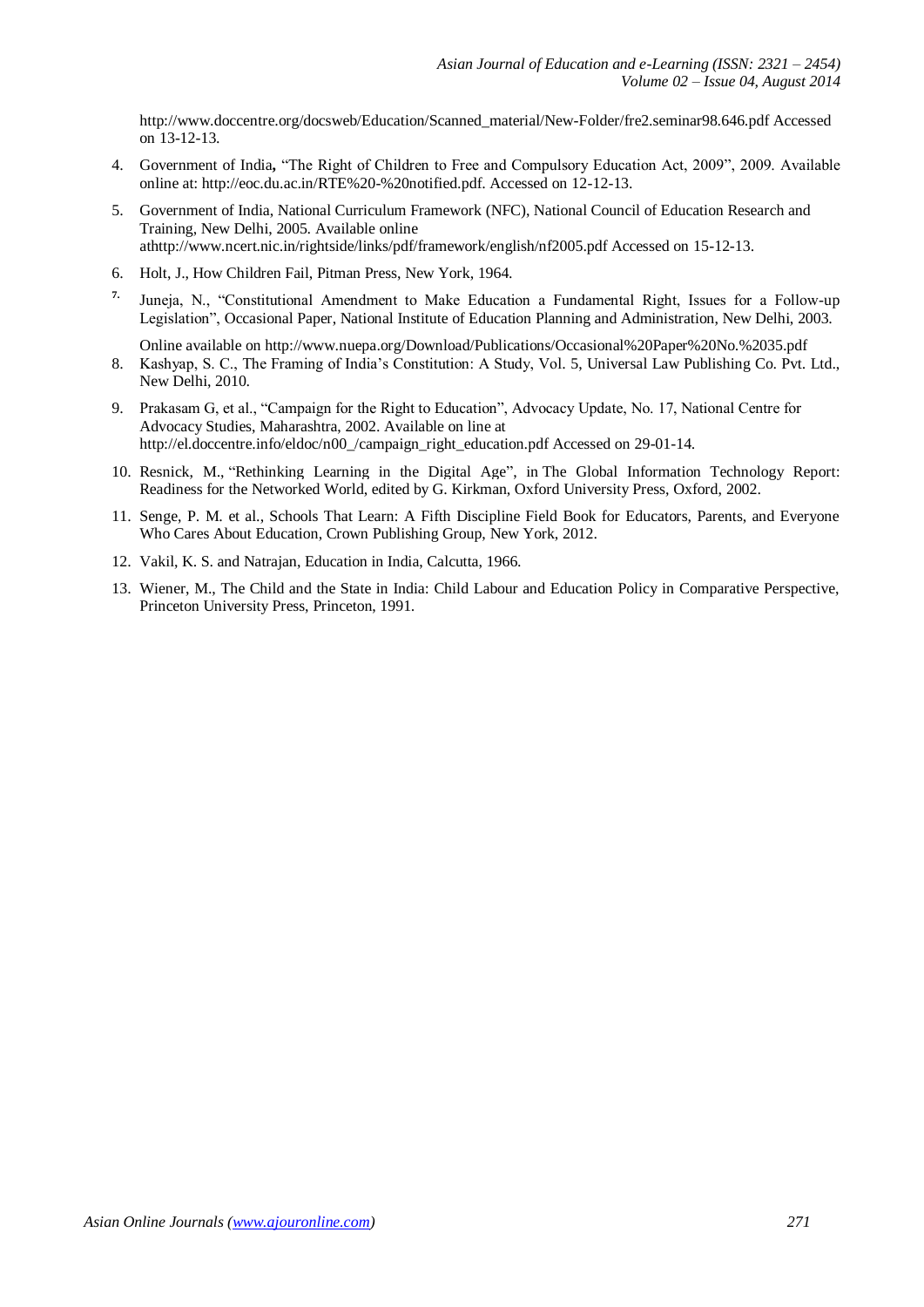http://www.doccentre.org/docsweb/Education/Scanned_material/New-Folder/fre2.seminar98.646.pdf Accessed on 13-12-13.

4. Government of India**,** "The Right of Children to Free and Compulsory Education Act, 2009", 2009. Available online at: http://eoc.du.ac.in/RTE%20-%20notified.pdf. Accessed on 12-12-13.
5. Government of India, National Curriculum Framework (NFC), National Council of Education Research and Training, New Delhi, 2005. Available online athttp://www.ncert.nic.in/rightside/links/pdf/framework/english/nf2005.pdf Accessed on 15-12-13.
6. Holt, J., How Children Fail, Pitman Press, New York, 1964.
7. Juneja, N., "Constitutional Amendment to Make Education a Fundamental Right, Issues for a Follow-up Legislation", Occasional Paper, National Institute of Education Planning and Administration, New Delhi, 2003.

   Online available on http://www.nuepa.org/Download/Publications/Occasional%20Paper%20No.%2035.pdf
8. Kashyap, S. C., The Framing of India's Constitution: A Study, Vol. 5, Universal Law Publishing Co. Pvt. Ltd., New Delhi, 2010.
9. Prakasam G, et al., "Campaign for the Right to Education", Advocacy Update, No. 17, National Centre for Advocacy Studies, Maharashtra, 2002. Available on line at http://el.doccentre.info/eldoc/n00_/campaign_right_education.pdf Accessed on 29-01-14.
10. Resnick, M., "Rethinking Learning in the Digital Age", in The Global Information Technology Report: Readiness for the Networked World, edited by G. Kirkman, Oxford University Press, Oxford, 2002.
11. Senge, P. M. et al., Schools That Learn: A Fifth Discipline Field Book for Educators, Parents, and Everyone Who Cares About Education, Crown Publishing Group, New York, 2012.
12. Vakil, K. S. and Natrajan, Education in India, Calcutta, 1966.
13. Wiener, M., The Child and the State in India: Child Labour and Education Policy in Comparative Perspective, Princeton University Press, Princeton, 1991.